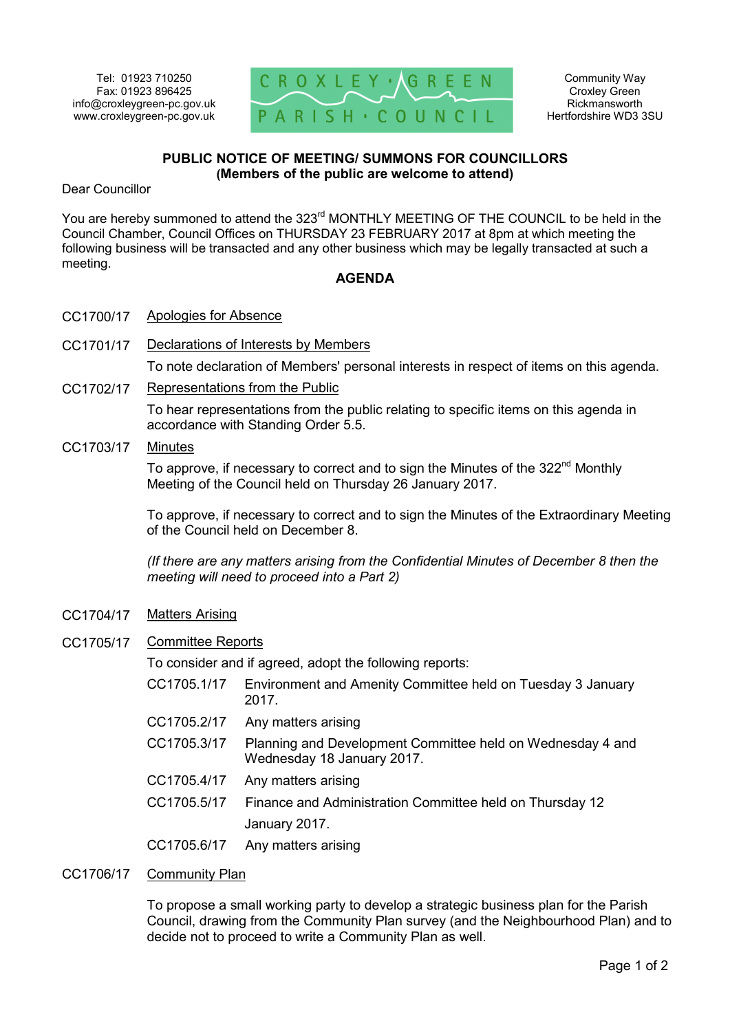Tel: 01923 710250
Fax: 01923 896425
info@croxleygreen-pc.gov.uk
www.croxleygreen-pc.gov.uk

CROXLEY GREEN PARISH COUNCIL

Community Way
Croxley Green
Rickmansworth
Hertfordshire WD3 3SU

**PUBLIC NOTICE OF MEETING/ SUMMONS FOR COUNCILLORS**
**(Members of the public are welcome to attend)**

Dear Councillor

You are hereby summoned to attend the 323rd MONTHLY MEETING OF THE COUNCIL to be held in the Council Chamber, Council Offices on THURSDAY 23 FEBRUARY 2017 at 8pm at which meeting the following business will be transacted and any other business which may be legally transacted at such a meeting.

## AGENDA

CC1700/17 Apologies for Absence

CC1701/17 Declarations of Interests by Members

To note declaration of Members' personal interests in respect of items on this agenda.

CC1702/17 Representations from the Public

To hear representations from the public relating to specific items on this agenda in accordance with Standing Order 5.5.

CC1703/17 Minutes

To approve, if necessary to correct and to sign the Minutes of the 322nd Monthly Meeting of the Council held on Thursday 26 January 2017.

To approve, if necessary to correct and to sign the Minutes of the Extraordinary Meeting of the Council held on December 8.

*(If there are any matters arising from the Confidential Minutes of December 8 then the meeting will need to proceed into a Part 2)*

CC1704/17 Matters Arising

CC1705/17 Committee Reports

To consider and if agreed, adopt the following reports:

CC1705.1/17 Environment and Amenity Committee held on Tuesday 3 January 2017.

CC1705.2/17 Any matters arising

CC1705.3/17 Planning and Development Committee held on Wednesday 4 and Wednesday 18 January 2017.

CC1705.4/17 Any matters arising

CC1705.5/17 Finance and Administration Committee held on Thursday 12 January 2017.

CC1705.6/17 Any matters arising

CC1706/17 Community Plan

To propose a small working party to develop a strategic business plan for the Parish Council, drawing from the Community Plan survey (and the Neighbourhood Plan) and to decide not to proceed to write a Community Plan as well.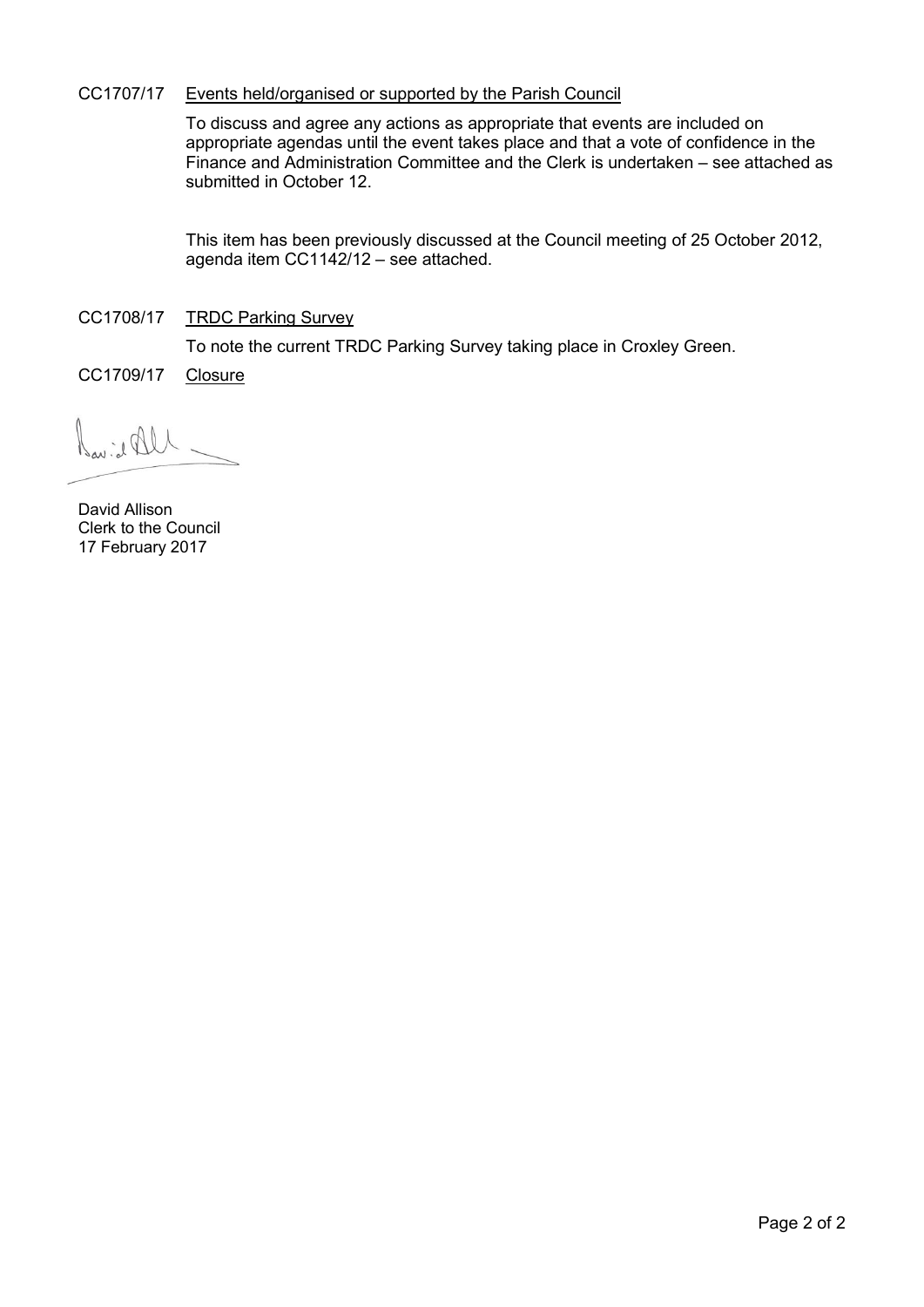CC1707/17 Events held/organised or supported by the Parish Council

To discuss and agree any actions as appropriate that events are included on appropriate agendas until the event takes place and that a vote of confidence in the Finance and Administration Committee and the Clerk is undertaken – see attached as submitted in October 12.

This item has been previously discussed at the Council meeting of 25 October 2012, agenda item CC1142/12 – see attached.

CC1708/17 TRDC Parking Survey

To note the current TRDC Parking Survey taking place in Croxley Green.

CC1709/17 Closure

David Allison
Clerk to the Council
17 February 2017